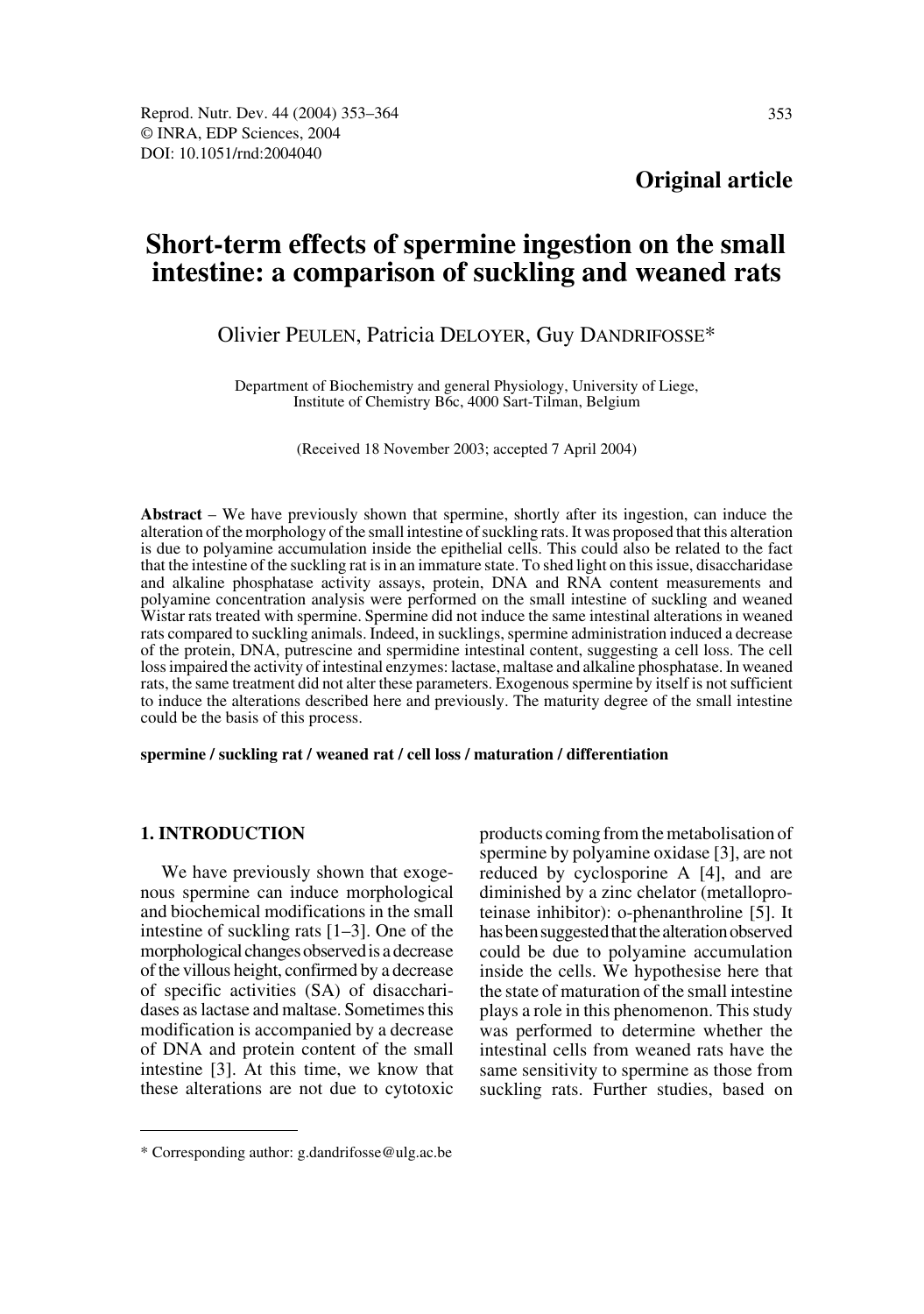**Original article**

# Short-term effects of spermine ingestion on the small intestine: a comparison of suckling and weaned rats

Olivier PEULEN, Patricia DELOYER, Guy DANDRIFOSSE*

Department of Biochemistry and general Physiology, University of Liege, Institute of Chemistry B6c, 4000 Sart-Tilman, Belgium

(Received 18 November 2003; accepted 7 April 2004)

**Abstract** – We have previously shown that spermine, shortly after its ingestion, can induce the alteration of the morphology of the small intestine of suckling rats. It was proposed that this alteration is due to polyamine accumulation inside the epithelial cells. This could also be related to the fact that the intestine of the suckling rat is in an immature state. To shed light on this issue, disaccharidase and alkaline phosphatase activity assays, protein, DNA and RNA content measurements and polyamine concentration analysis were performed on the small intestine of suckling and weaned Wistar rats treated with spermine. Spermine did not induce the same intestinal alterations in weaned rats compared to suckling animals. Indeed, in sucklings, spermine administration induced a decrease of the protein, DNA, putrescine and spermidine intestinal content, suggesting a cell loss. The cell loss impaired the activity of intestinal enzymes: lactase, maltase and alkaline phosphatase. In weaned rats, the same treatment did not alter these parameters. Exogenous spermine by itself is not sufficient to induce the alterations described here and previously. The maturity degree of the small intestine could be the basis of this process.

**spermine / suckling rat / weaned rat / cell loss / maturation / differentiation**

## 1. INTRODUCTION

We have previously shown that exogenous spermine can induce morphological and biochemical modifications in the small intestine of suckling rats [1–3]. One of the morphological changes observed is a decrease of the villous height, confirmed by a decrease of specific activities (SA) of disaccharidases as lactase and maltase. Sometimes this modification is accompanied by a decrease of DNA and protein content of the small intestine [3]. At this time, we know that these alterations are not due to cytotoxic products coming from the metabolisation of spermine by polyamine oxidase [3], are not reduced by cyclosporine A [4], and are diminished by a zinc chelator (metalloproteinase inhibitor): o-phenanthroline [5]. It has been suggested that the alteration observed could be due to polyamine accumulation inside the cells. We hypothesise here that the state of maturation of the small intestine plays a role in this phenomenon. This study was performed to determine whether the intestinal cells from weaned rats have the same sensitivity to spermine as those from suckling rats. Further studies, based on

* Corresponding author: g.dandrifosse@ulg.ac.be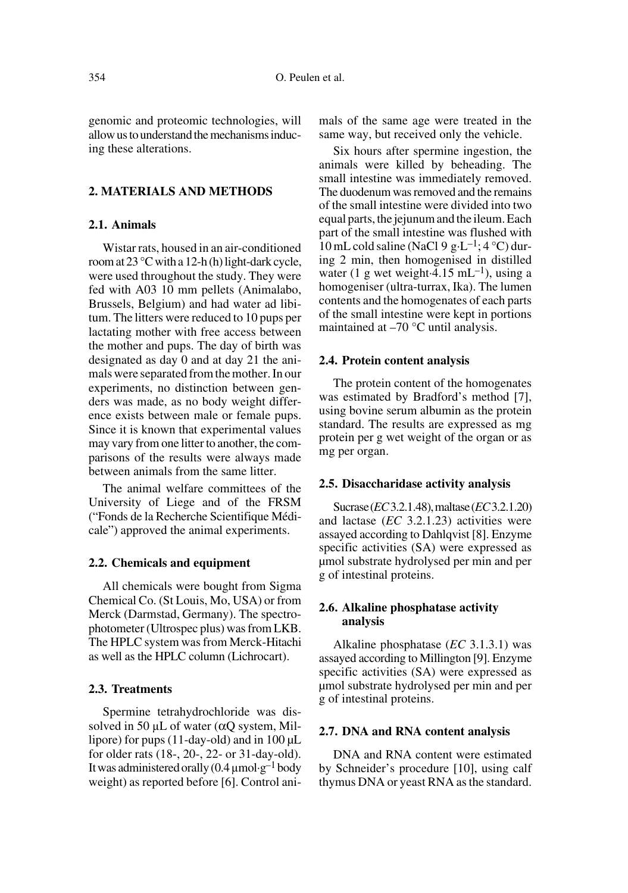genomic and proteomic technologies, will allow us to understand the mechanisms inducing these alterations.

## 2. MATERIALS AND METHODS

### 2.1. Animals

Wistar rats, housed in an air-conditioned room at 23 °C with a 12-h (h) light-dark cycle, were used throughout the study. They were fed with A03 10 mm pellets (Animalabo, Brussels, Belgium) and had water ad libitum. The litters were reduced to 10 pups per lactating mother with free access between the mother and pups. The day of birth was designated as day 0 and at day 21 the animals were separated from the mother. In our experiments, no distinction between genders was made, as no body weight difference exists between male or female pups. Since it is known that experimental values may vary from one litter to another, the comparisons of the results were always made between animals from the same litter.

The animal welfare committees of the University of Liege and of the FRSM ("Fonds de la Recherche Scientifique Médicale") approved the animal experiments.

### 2.2. Chemicals and equipment

All chemicals were bought from Sigma Chemical Co. (St Louis, Mo, USA) or from Merck (Darmstad, Germany). The spectrophotometer (Ultrospec plus) was from LKB. The HPLC system was from Merck-Hitachi as well as the HPLC column (Lichrocart).

### 2.3. Treatments

Spermine tetrahydrochloride was dissolved in 50 µL of water (αQ system, Millipore) for pups (11-day-old) and in 100 µL for older rats (18-, 20-, 22- or 31-day-old). It was administered orally (0.4 µmol·g$^{-1}$ body weight) as reported before [6]. Control animals of the same age were treated in the same way, but received only the vehicle.

Six hours after spermine ingestion, the animals were killed by beheading. The small intestine was immediately removed. The duodenum was removed and the remains of the small intestine were divided into two equal parts, the jejunum and the ileum. Each part of the small intestine was flushed with 10 mL cold saline (NaCl 9 g·L$^{-1}$; 4 °C) during 2 min, then homogenised in distilled water (1 g wet weight·4.15 mL$^{-1}$), using a homogeniser (ultra-turrax, Ika). The lumen contents and the homogenates of each parts of the small intestine were kept in portions maintained at –70 °C until analysis.

### 2.4. Protein content analysis

The protein content of the homogenates was estimated by Bradford's method [7], using bovine serum albumin as the protein standard. The results are expressed as mg protein per g wet weight of the organ or as mg per organ.

### 2.5. Disaccharidase activity analysis

Sucrase (*EC* 3.2.1.48), maltase (*EC* 3.2.1.20) and lactase (*EC* 3.2.1.23) activities were assayed according to Dahlqvist [8]. Enzyme specific activities (SA) were expressed as µmol substrate hydrolysed per min and per g of intestinal proteins.

### 2.6. Alkaline phosphatase activity analysis

Alkaline phosphatase (*EC* 3.1.3.1) was assayed according to Millington [9]. Enzyme specific activities (SA) were expressed as µmol substrate hydrolysed per min and per g of intestinal proteins.

### 2.7. DNA and RNA content analysis

DNA and RNA content were estimated by Schneider's procedure [10], using calf thymus DNA or yeast RNA as the standard.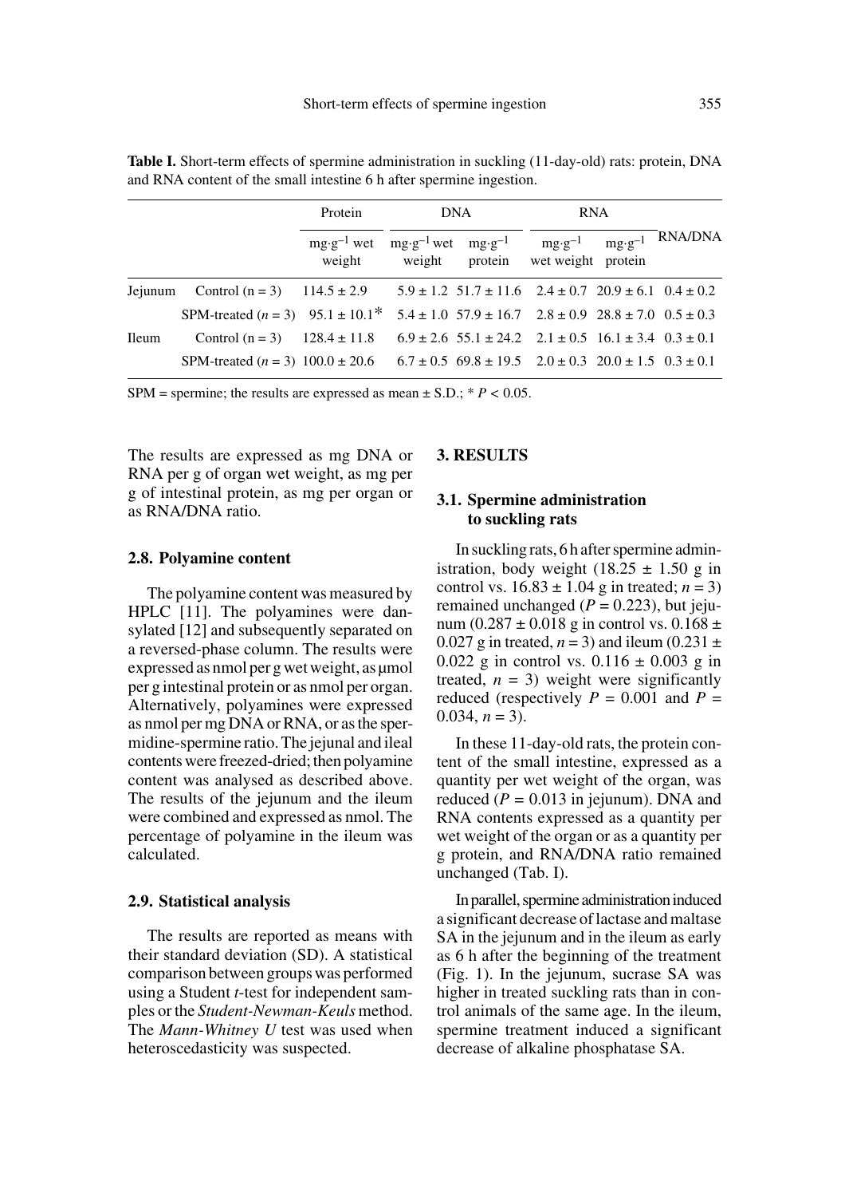**Table I.** Short-term effects of spermine administration in suckling (11-day-old) rats: protein, DNA and RNA content of the small intestine 6 h after spermine ingestion.

| | | Protein | DNA | | RNA | | RNA/DNA |
|---|---|---|---|---|---|---|---|
| | | $mg \cdot g^{-1}$ wet weight | $mg \cdot g^{-1}$ wet weight | $mg \cdot g^{-1}$ protein | $mg \cdot g^{-1}$ wet weight | $mg \cdot g^{-1}$ protein | |
| Jejunum | Control (n = 3) | 114.5 ± 2.9 | 5.9 ± 1.2 | 51.7 ± 11.6 | 2.4 ± 0.7 | 20.9 ± 6.1 | 0.4 ± 0.2 |
| | SPM-treated ($n$ = 3) | 95.1 ± 10.1* | 5.4 ± 1.0 | 57.9 ± 16.7 | 2.8 ± 0.9 | 28.8 ± 7.0 | 0.5 ± 0.3 |
| Ileum | Control (n = 3) | 128.4 ± 11.8 | 6.9 ± 2.6 | 55.1 ± 24.2 | 2.1 ± 0.5 | 16.1 ± 3.4 | 0.3 ± 0.1 |
| | SPM-treated ($n$ = 3) | 100.0 ± 20.6 | 6.7 ± 0.5 | 69.8 ± 19.5 | 2.0 ± 0.3 | 20.0 ± 1.5 | 0.3 ± 0.1 |

SPM = spermine; the results are expressed as mean ± S.D.; * $P < 0.05$.

The results are expressed as mg DNA or RNA per g of organ wet weight, as mg per g of intestinal protein, as mg per organ or as RNA/DNA ratio.

### 2.8. Polyamine content

The polyamine content was measured by HPLC [11]. The polyamines were dansylated [12] and subsequently separated on a reversed-phase column. The results were expressed as nmol per g wet weight, as μmol per g intestinal protein or as nmol per organ. Alternatively, polyamines were expressed as nmol per mg DNA or RNA, or as the spermidine-spermine ratio. The jejunal and ileal contents were freezed-dried; then polyamine content was analysed as described above. The results of the jejunum and the ileum were combined and expressed as nmol. The percentage of polyamine in the ileum was calculated.

### 2.9. Statistical analysis

The results are reported as means with their standard deviation (SD). A statistical comparison between groups was performed using a Student *t*-test for independent samples or the *Student-Newman-Keuls* method. The *Mann-Whitney U* test was used when heteroscedasticity was suspected.

## 3. RESULTS

### 3.1. Spermine administration to suckling rats

In suckling rats, 6 h after spermine administration, body weight (18.25 ± 1.50 g in control vs. 16.83 ± 1.04 g in treated; $n = 3$) remained unchanged ($P = 0.223$), but jejunum (0.287 ± 0.018 g in control vs. 0.168 ± 0.027 g in treated, $n = 3$) and ileum (0.231 ± 0.022 g in control vs. 0.116 ± 0.003 g in treated, $n = 3$) weight were significantly reduced (respectively $P = 0.001$ and $P = 0.034$, $n = 3$).

In these 11-day-old rats, the protein content of the small intestine, expressed as a quantity per wet weight of the organ, was reduced ($P = 0.013$ in jejunum). DNA and RNA contents expressed as a quantity per wet weight of the organ or as a quantity per g protein, and RNA/DNA ratio remained unchanged (Tab. I).

In parallel, spermine administration induced a significant decrease of lactase and maltase SA in the jejunum and in the ileum as early as 6 h after the beginning of the treatment (Fig. 1). In the jejunum, sucrase SA was higher in treated suckling rats than in control animals of the same age. In the ileum, spermine treatment induced a significant decrease of alkaline phosphatase SA.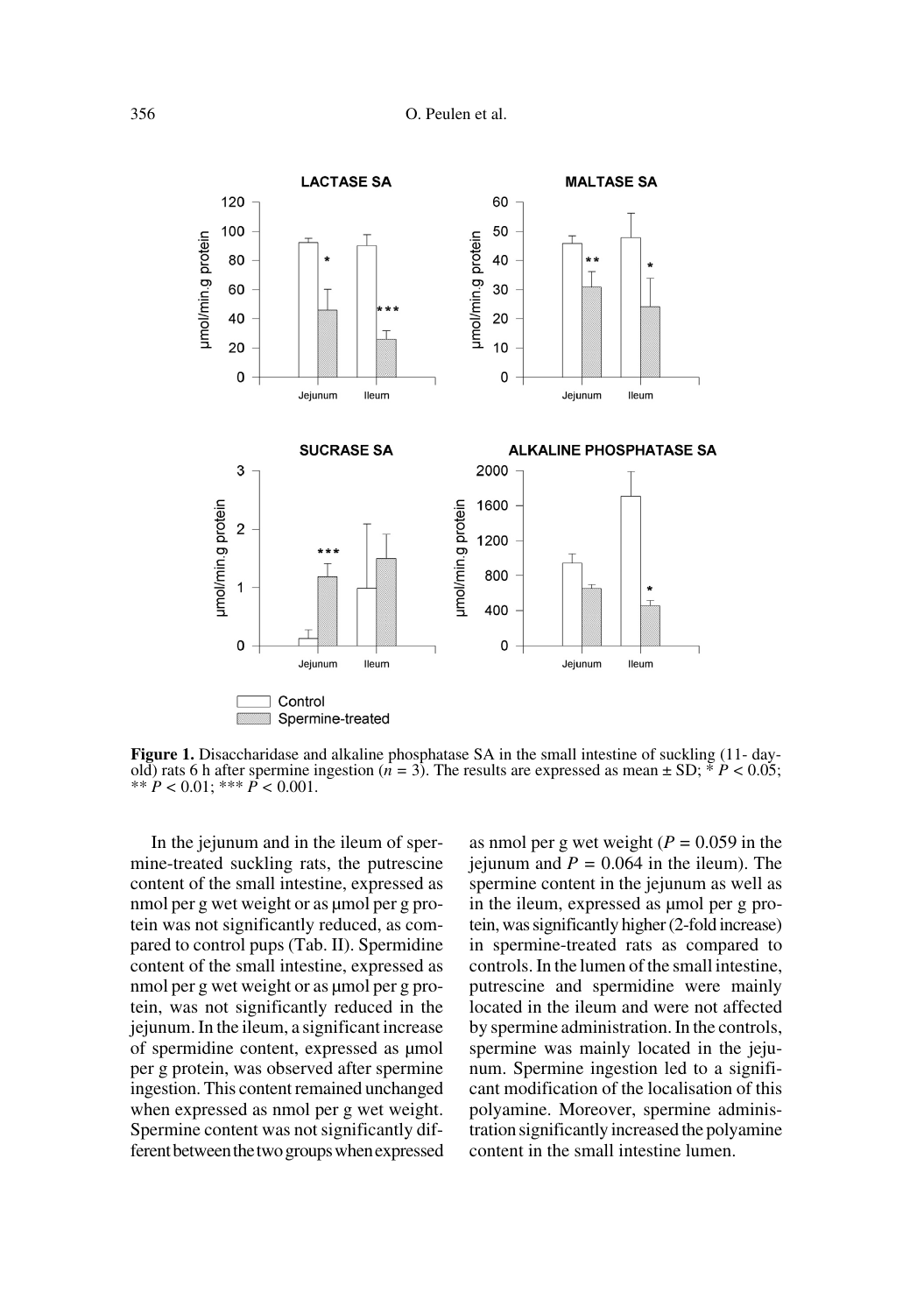**Figure 1.** Disaccharidase and alkaline phosphatase SA in the small intestine of suckling (11- day-old) rats 6 h after spermine ingestion ($n = 3$). The results are expressed as mean ± SD; * $P < 0.05$; ** $P < 0.01$; *** $P < 0.001$.

In the jejunum and in the ileum of spermine-treated suckling rats, the putrescine content of the small intestine, expressed as nmol per g wet weight or as µmol per g protein was not significantly reduced, as compared to control pups (Tab. II). Spermidine content of the small intestine, expressed as nmol per g wet weight or as µmol per g protein, was not significantly reduced in the jejunum. In the ileum, a significant increase of spermidine content, expressed as µmol per g protein, was observed after spermine ingestion. This content remained unchanged when expressed as nmol per g wet weight. Spermine content was not significantly different between the two groups when expressed as nmol per g wet weight ($P = 0.059$ in the jejunum and $P = 0.064$ in the ileum). The spermine content in the jejunum as well as in the ileum, expressed as µmol per g protein, was significantly higher (2-fold increase) in spermine-treated rats as compared to controls. In the lumen of the small intestine, putrescine and spermidine were mainly located in the ileum and were not affected by spermine administration. In the controls, spermine was mainly located in the jejunum. Spermine ingestion led to a significant modification of the localisation of this polyamine. Moreover, spermine administration significantly increased the polyamine content in the small intestine lumen.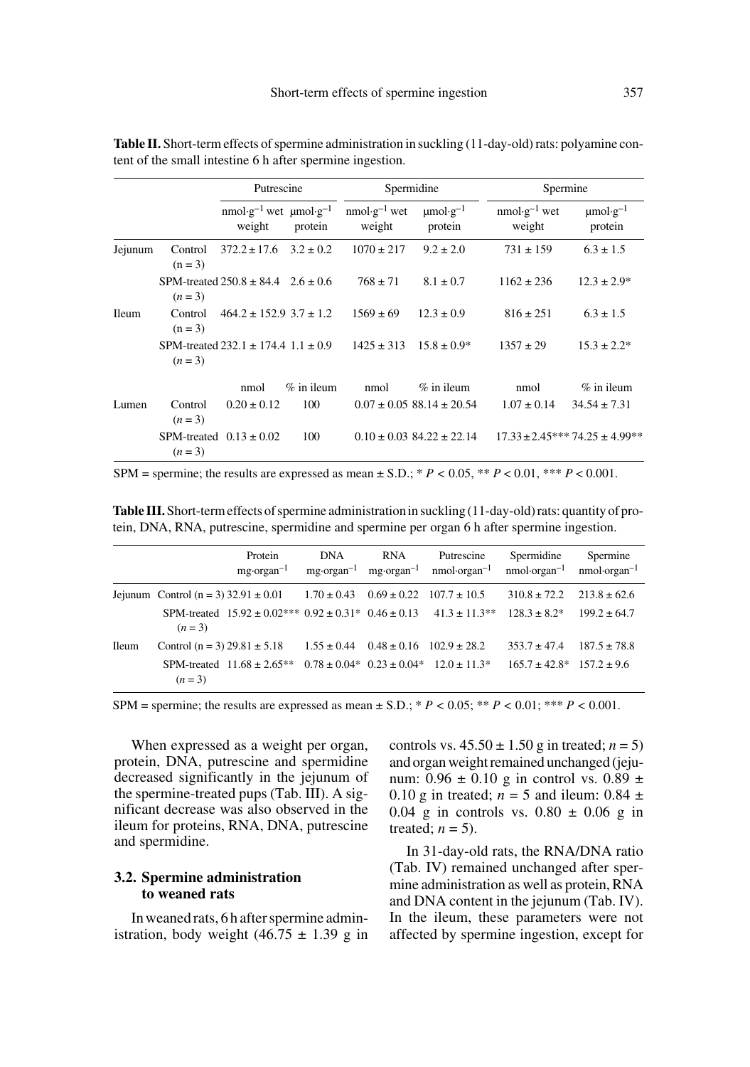**Table II.** Short-term effects of spermine administration in suckling (11-day-old) rats: polyamine content of the small intestine 6 h after spermine ingestion.

| | | Putrescine | | Spermidine | | Spermine | |
|---|---|---|---|---|---|---|---|
| | | $nmol \cdot g^{-1}$ wet weight | $\mu mol \cdot g^{-1}$ protein | $nmol \cdot g^{-1}$ wet weight | $\mu mol \cdot g^{-1}$ protein | $nmol \cdot g^{-1}$ wet weight | $\mu mol \cdot g^{-1}$ protein |
| Jejunum | Control (n = 3) | 372.2 ± 17.6 | 3.2 ± 0.2 | 1070 ± 217 | 9.2 ± 2.0 | 731 ± 159 | 6.3 ± 1.5 |
| | SPM-treated (*n* = 3) | 250.8 ± 84.4 | 2.6 ± 0.6 | 768 ± 71 | 8.1 ± 0.7 | 1162 ± 236 | 12.3 ± 2.9* |
| Ileum | Control (n = 3) | 464.2 ± 152.9 | 3.7 ± 1.2 | 1569 ± 69 | 12.3 ± 0.9 | 816 ± 251 | 6.3 ± 1.5 |
| | SPM-treated (*n* = 3) | 232.1 ± 174.4 | 1.1 ± 0.9 | 1425 ± 313 | 15.8 ± 0.9* | 1357 ± 29 | 15.3 ± 2.2* |
| | | nmol | % in ileum | nmol | % in ileum | nmol | % in ileum |
| Lumen | Control (*n* = 3) | 0.20 ± 0.12 | 100 | 0.07 ± 0.05 | 88.14 ± 20.54 | 1.07 ± 0.14 | 34.54 ± 7.31 |
| | SPM-treated (*n* = 3) | 0.13 ± 0.02 | 100 | 0.10 ± 0.03 | 84.22 ± 22.14 | 17.33 ± 2.45*** | 74.25 ± 4.99** |

SPM = spermine; the results are expressed as mean ± S.D.; * $P < 0.05$, ** $P < 0.01$, *** $P < 0.001$.

**Table III.** Short-term effects of spermine administration in suckling (11-day-old) rats: quantity of protein, DNA, RNA, putrescine, spermidine and spermine per organ 6 h after spermine ingestion.

| | | Protein $mg \cdot organ^{-1}$ | DNA $mg \cdot organ^{-1}$ | RNA $mg \cdot organ^{-1}$ | Putrescine $nmol \cdot organ^{-1}$ | Spermidine $nmol \cdot organ^{-1}$ | Spermine $nmol \cdot organ^{-1}$ |
|---|---|---|---|---|---|---|---|
| Jejunum | Control (n = 3) | 32.91 ± 0.01 | 1.70 ± 0.43 | 0.69 ± 0.22 | 107.7 ± 10.5 | 310.8 ± 72.2 | 213.8 ± 62.6 |
| | SPM-treated (*n* = 3) | 15.92 ± 0.02*** | 0.92 ± 0.31* | 0.46 ± 0.13 | 41.3 ± 11.3** | 128.3 ± 8.2* | 199.2 ± 64.7 |
| Ileum | Control (n = 3) | 29.81 ± 5.18 | 1.55 ± 0.44 | 0.48 ± 0.16 | 102.9 ± 28.2 | 353.7 ± 47.4 | 187.5 ± 78.8 |
| | SPM-treated (*n* = 3) | 11.68 ± 2.65** | 0.78 ± 0.04* | 0.23 ± 0.04* | 12.0 ± 11.3* | 165.7 ± 42.8* | 157.2 ± 9.6 |

SPM = spermine; the results are expressed as mean ± S.D.; * $P < 0.05$; ** $P < 0.01$; *** $P < 0.001$.

When expressed as a weight per organ, protein, DNA, putrescine and spermidine decreased significantly in the jejunum of the spermine-treated pups (Tab. III). A significant decrease was also observed in the ileum for proteins, RNA, DNA, putrescine and spermidine.

### 3.2. Spermine administration to weaned rats

In weaned rats, 6 h after spermine administration, body weight (46.75 ± 1.39 g in controls vs. 45.50 ± 1.50 g in treated; *n* = 5) and organ weight remained unchanged (jejunum: 0.96 ± 0.10 g in control vs. 0.89 ± 0.10 g in treated; *n* = 5 and ileum: 0.84 ± 0.04 g in controls vs. 0.80 ± 0.06 g in treated; *n* = 5).

In 31-day-old rats, the RNA/DNA ratio (Tab. IV) remained unchanged after spermine administration as well as protein, RNA and DNA content in the jejunum (Tab. IV). In the ileum, these parameters were not affected by spermine ingestion, except for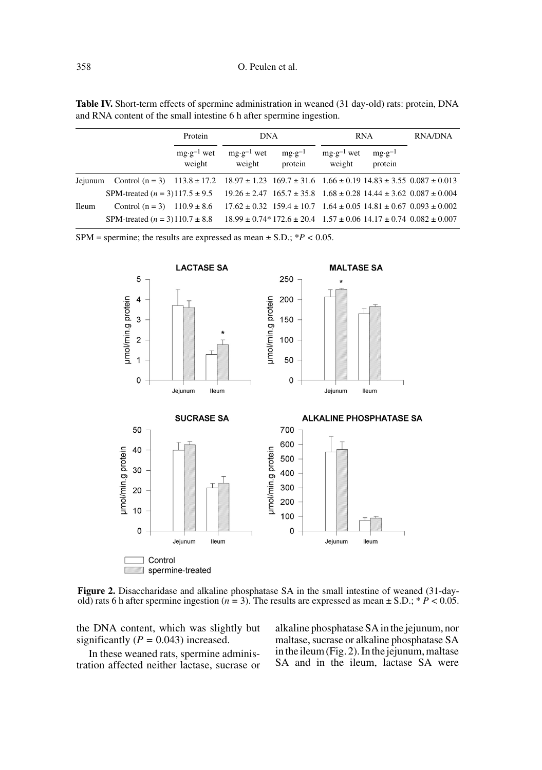**Table IV.** Short-term effects of spermine administration in weaned (31 day-old) rats: protein, DNA and RNA content of the small intestine 6 h after spermine ingestion.

| | | Protein | DNA | | RNA | | RNA/DNA |
|---|---|---|---|---|---|---|---|
| | | $mg \cdot g^{-1}$ wet weight | $mg \cdot g^{-1}$ wet weight | $mg \cdot g^{-1}$ protein | $mg \cdot g^{-1}$ wet weight | $mg \cdot g^{-1}$ protein | |
| Jejunum | Control (n = 3) | 113.8 ± 17.2 | 18.97 ± 1.23 | 169.7 ± 31.6 | 1.66 ± 0.19 | 14.83 ± 3.55 | 0.087 ± 0.013 |
| | SPM-treated (*n* = 3) | 117.5 ± 9.5 | 19.26 ± 2.47 | 165.7 ± 35.8 | 1.68 ± 0.28 | 14.44 ± 3.62 | 0.087 ± 0.004 |
| Ileum | Control (n = 3) | 110.9 ± 8.6 | 17.62 ± 0.32 | 159.4 ± 10.7 | 1.64 ± 0.05 | 14.81 ± 0.67 | 0.093 ± 0.002 |
| | SPM-treated (*n* = 3) | 110.7 ± 8.8 | 18.99 ± 0.74* | 172.6 ± 20.4 | 1.57 ± 0.06 | 14.17 ± 0.74 | 0.082 ± 0.007 |

SPM = spermine; the results are expressed as mean ± S.D.; $^*P < 0.05$.

**Figure 2.** Disaccharidase and alkaline phosphatase SA in the small intestine of weaned (31-day-old) rats 6 h after spermine ingestion (*n* = 3). The results are expressed as mean ± S.D.; $^* P < 0.05$.

the DNA content, which was slightly but significantly ($P = 0.043$) increased.

In these weaned rats, spermine administration affected neither lactase, sucrase or alkaline phosphatase SA in the jejunum, nor maltase, sucrase or alkaline phosphatase SA in the ileum (Fig. 2). In the jejunum, maltase SA and in the ileum, lactase SA were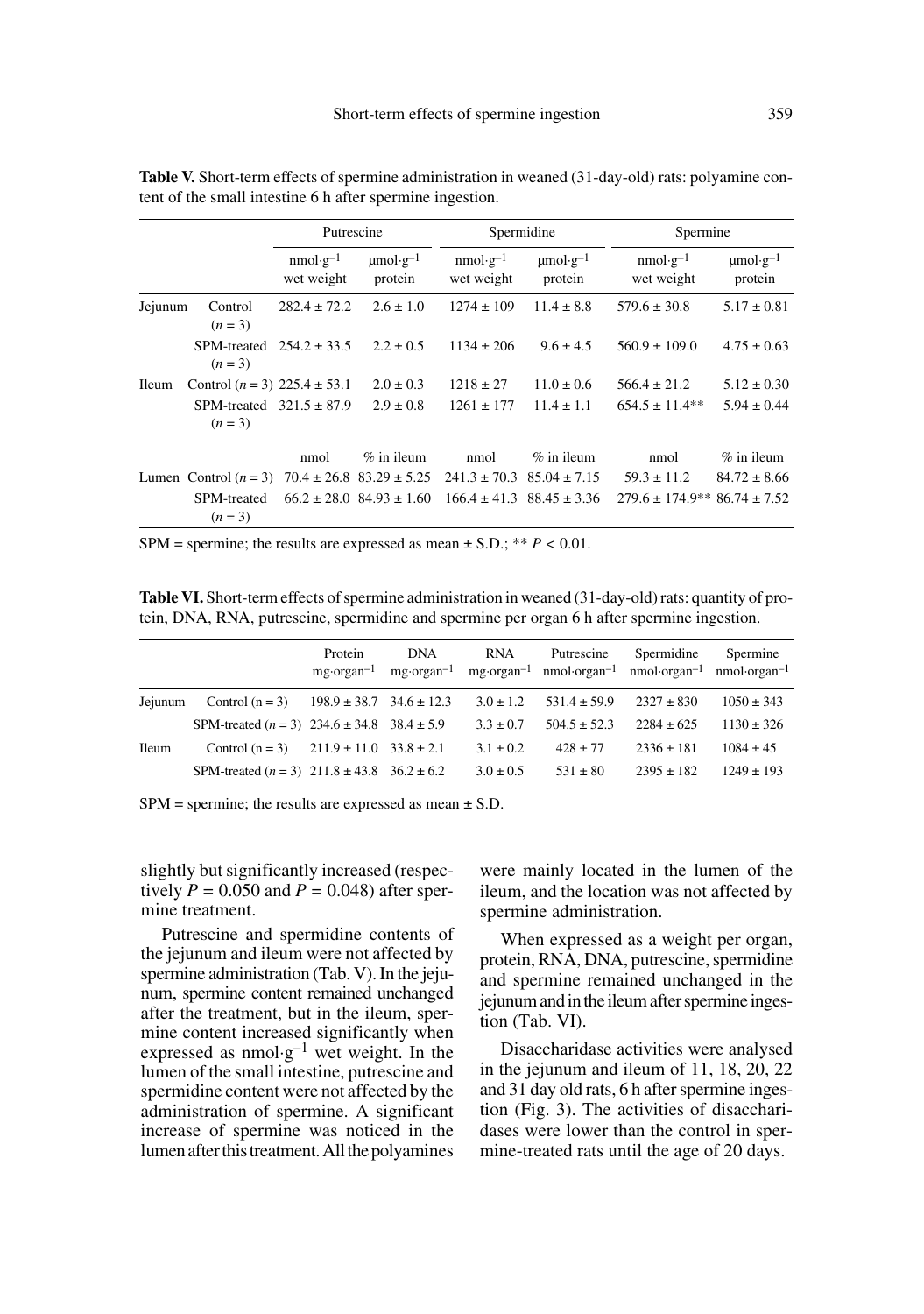**Table V.** Short-term effects of spermine administration in weaned (31-day-old) rats: polyamine content of the small intestine 6 h after spermine ingestion.

| | | Putrescine | | Spermidine | | Spermine | |
|---|---|---|---|---|---|---|---|
| | | $nmol \cdot g^{-1}$ wet weight | $\mu mol \cdot g^{-1}$ protein | $nmol \cdot g^{-1}$ wet weight | $\mu mol \cdot g^{-1}$ protein | $nmol \cdot g^{-1}$ wet weight | $\mu mol \cdot g^{-1}$ protein |
| Jejunum | Control ($n = 3$) | 282.4 ± 72.2 | 2.6 ± 1.0 | 1274 ± 109 | 11.4 ± 8.8 | 579.6 ± 30.8 | 5.17 ± 0.81 |
| | SPM-treated ($n = 3$) | 254.2 ± 33.5 | 2.2 ± 0.5 | 1134 ± 206 | 9.6 ± 4.5 | 560.9 ± 109.0 | 4.75 ± 0.63 |
| Ileum | Control ($n = 3$) | 225.4 ± 53.1 | 2.0 ± 0.3 | 1218 ± 27 | 11.0 ± 0.6 | 566.4 ± 21.2 | 5.12 ± 0.30 |
| | SPM-treated ($n = 3$) | 321.5 ± 87.9 | 2.9 ± 0.8 | 1261 ± 177 | 11.4 ± 1.1 | 654.5 ± 11.4** | 5.94 ± 0.44 |
| | | nmol | % in ileum | nmol | % in ileum | nmol | % in ileum |
| Lumen | Control ($n = 3$) | 70.4 ± 26.8 | 83.29 ± 5.25 | 241.3 ± 70.3 | 85.04 ± 7.15 | 59.3 ± 11.2 | 84.72 ± 8.66 |
| | SPM-treated ($n = 3$) | 66.2 ± 28.0 | 84.93 ± 1.60 | 166.4 ± 41.3 | 88.45 ± 3.36 | 279.6 ± 174.9** | 86.74 ± 7.52 |

SPM = spermine; the results are expressed as mean ± S.D.; ** $P < 0.01$.

**Table VI.** Short-term effects of spermine administration in weaned (31-day-old) rats: quantity of protein, DNA, RNA, putrescine, spermidine and spermine per organ 6 h after spermine ingestion.

| | | Protein $mg \cdot organ^{-1}$ | DNA $mg \cdot organ^{-1}$ | RNA $mg \cdot organ^{-1}$ | Putrescine $nmol \cdot organ^{-1}$ | Spermidine $nmol \cdot organ^{-1}$ | Spermine $nmol \cdot organ^{-1}$ |
|---|---|---|---|---|---|---|---|
| Jejunum | Control (n = 3) | 198.9 ± 38.7 | 34.6 ± 12.3 | 3.0 ± 1.2 | 531.4 ± 59.9 | 2327 ± 830 | 1050 ± 343 |
| | SPM-treated ($n = 3$) | 234.6 ± 34.8 | 38.4 ± 5.9 | 3.3 ± 0.7 | 504.5 ± 52.3 | 2284 ± 625 | 1130 ± 326 |
| Ileum | Control (n = 3) | 211.9 ± 11.0 | 33.8 ± 2.1 | 3.1 ± 0.2 | 428 ± 77 | 2336 ± 181 | 1084 ± 45 |
| | SPM-treated ($n = 3$) | 211.8 ± 43.8 | 36.2 ± 6.2 | 3.0 ± 0.5 | 531 ± 80 | 2395 ± 182 | 1249 ± 193 |

SPM = spermine; the results are expressed as mean ± S.D.

slightly but significantly increased (respectively $P = 0.050$ and $P = 0.048$) after spermine treatment.

Putrescine and spermidine contents of the jejunum and ileum were not affected by spermine administration (Tab. V). In the jejunum, spermine content remained unchanged after the treatment, but in the ileum, spermine content increased significantly when expressed as $nmol \cdot g^{-1}$ wet weight. In the lumen of the small intestine, putrescine and spermidine content were not affected by the administration of spermine. A significant increase of spermine was noticed in the lumen after this treatment. All the polyamines were mainly located in the lumen of the ileum, and the location was not affected by spermine administration.

When expressed as a weight per organ, protein, RNA, DNA, putrescine, spermidine and spermine remained unchanged in the jejunum and in the ileum after spermine ingestion (Tab. VI).

Disaccharidase activities were analysed in the jejunum and ileum of 11, 18, 20, 22 and 31 day old rats, 6 h after spermine ingestion (Fig. 3). The activities of disaccharidases were lower than the control in spermine-treated rats until the age of 20 days.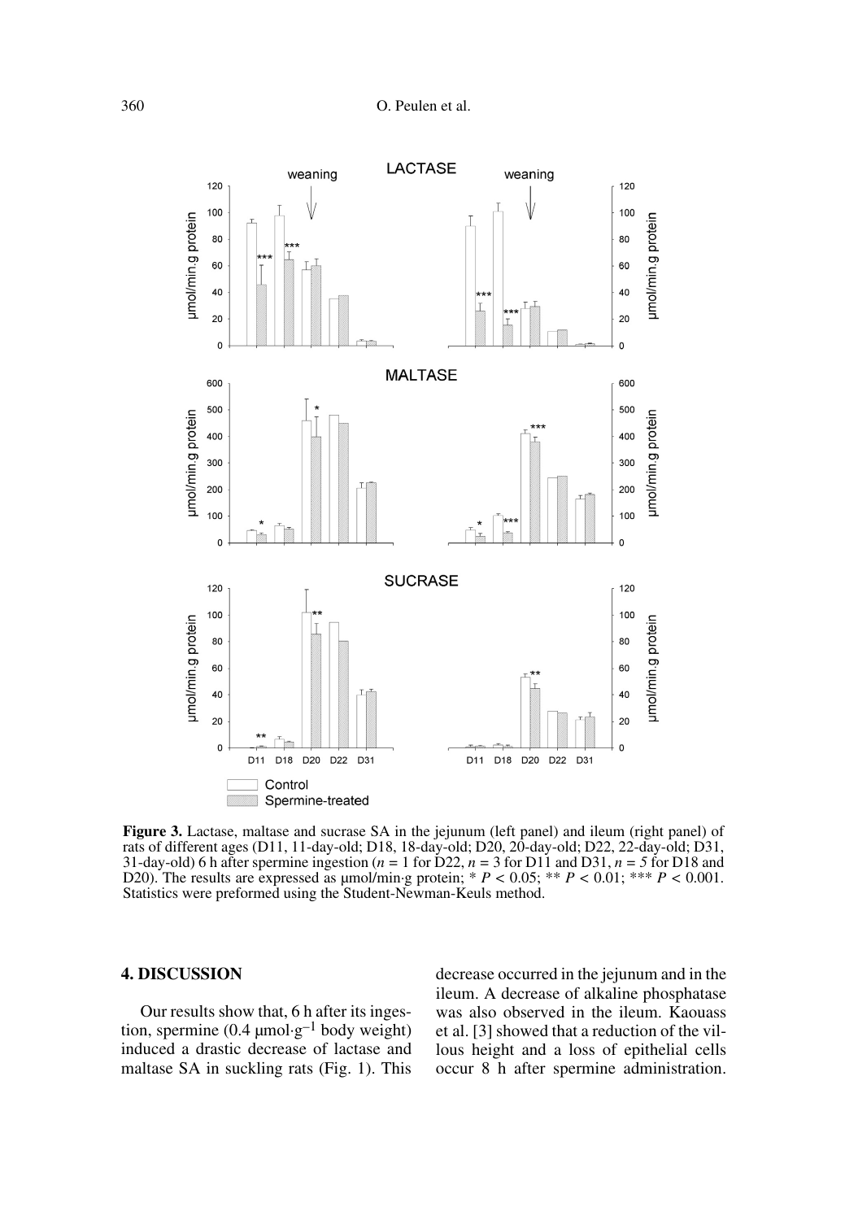**Figure 3.** Lactase, maltase and sucrase SA in the jejunum (left panel) and ileum (right panel) of rats of different ages (D11, 11-day-old; D18, 18-day-old; D20, 20-day-old; D22, 22-day-old; D31, 31-day-old) 6 h after spermine ingestion ($n = 1$ for D22, $n = 3$ for D11 and D31, $n = 5$ for D18 and D20). The results are expressed as µmol/min·g protein; * $P < 0.05$; ** $P < 0.01$; *** $P < 0.001$. Statistics were preformed using the Student-Newman-Keuls method.

## 4. DISCUSSION

Our results show that, 6 h after its ingestion, spermine (0.4 µmol·g$^{-1}$ body weight) induced a drastic decrease of lactase and maltase SA in suckling rats (Fig. 1). This decrease occurred in the jejunum and in the ileum. A decrease of alkaline phosphatase was also observed in the ileum. Kaouass et al. [3] showed that a reduction of the villous height and a loss of epithelial cells occur 8 h after spermine administration.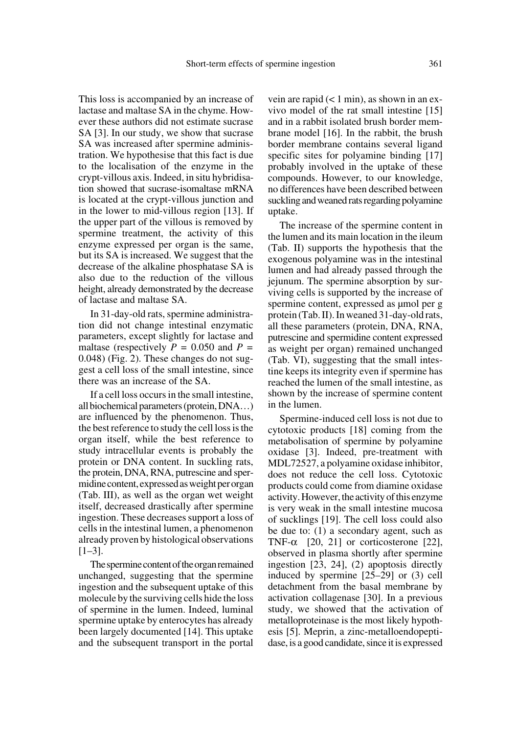This loss is accompanied by an increase of lactase and maltase SA in the chyme. However these authors did not estimate sucrase SA [3]. In our study, we show that sucrase SA was increased after spermine administration. We hypothesise that this fact is due to the localisation of the enzyme in the crypt-villous axis. Indeed, in situ hybridisation showed that sucrase-isomaltase mRNA is located at the crypt-villous junction and in the lower to mid-villous region [13]. If the upper part of the villous is removed by spermine treatment, the activity of this enzyme expressed per organ is the same, but its SA is increased. We suggest that the decrease of the alkaline phosphatase SA is also due to the reduction of the villous height, already demonstrated by the decrease of lactase and maltase SA.

In 31-day-old rats, spermine administration did not change intestinal enzymatic parameters, except slightly for lactase and maltase (respectively $P = 0.050$ and $P = 0.048$) (Fig. 2). These changes do not suggest a cell loss of the small intestine, since there was an increase of the SA.

If a cell loss occurs in the small intestine, all biochemical parameters (protein, DNA…) are influenced by the phenomenon. Thus, the best reference to study the cell loss is the organ itself, while the best reference to study intracellular events is probably the protein or DNA content. In suckling rats, the protein, DNA, RNA, putrescine and spermidine content, expressed as weight per organ (Tab. III), as well as the organ wet weight itself, decreased drastically after spermine ingestion. These decreases support a loss of cells in the intestinal lumen, a phenomenon already proven by histological observations [1–3].

The spermine content of the organ remained unchanged, suggesting that the spermine ingestion and the subsequent uptake of this molecule by the surviving cells hide the loss of spermine in the lumen. Indeed, luminal spermine uptake by enterocytes has already been largely documented [14]. This uptake and the subsequent transport in the portal vein are rapid (< 1 min), as shown in an ex-vivo model of the rat small intestine [15] and in a rabbit isolated brush border membrane model [16]. In the rabbit, the brush border membrane contains several ligand specific sites for polyamine binding [17] probably involved in the uptake of these compounds. However, to our knowledge, no differences have been described between suckling and weaned rats regarding polyamine uptake.

The increase of the spermine content in the lumen and its main location in the ileum (Tab. II) supports the hypothesis that the exogenous polyamine was in the intestinal lumen and had already passed through the jejunum. The spermine absorption by surviving cells is supported by the increase of spermine content, expressed as µmol per g protein (Tab. II). In weaned 31-day-old rats, all these parameters (protein, DNA, RNA, putrescine and spermidine content expressed as weight per organ) remained unchanged (Tab. VI), suggesting that the small intestine keeps its integrity even if spermine has reached the lumen of the small intestine, as shown by the increase of spermine content in the lumen.

Spermine-induced cell loss is not due to cytotoxic products [18] coming from the metabolisation of spermine by polyamine oxidase [3]. Indeed, pre-treatment with MDL72527, a polyamine oxidase inhibitor, does not reduce the cell loss. Cytotoxic products could come from diamine oxidase activity. However, the activity of this enzyme is very weak in the small intestine mucosa of sucklings [19]. The cell loss could also be due to: (1) a secondary agent, such as TNF-α [20, 21] or corticosterone [22], observed in plasma shortly after spermine ingestion [23, 24], (2) apoptosis directly induced by spermine [25–29] or (3) cell detachment from the basal membrane by activation collagenase [30]. In a previous study, we showed that the activation of metalloproteinase is the most likely hypothesis [5]. Meprin, a zinc-metalloendopeptidase, is a good candidate, since it is expressed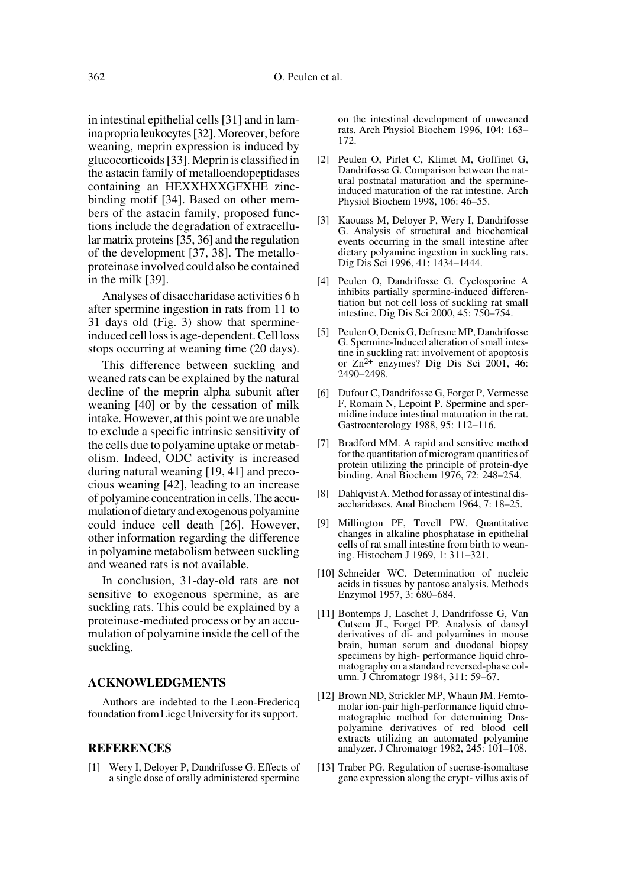in intestinal epithelial cells [31] and in lamina propria leukocytes [32]. Moreover, before weaning, meprin expression is induced by glucocorticoids [33]. Meprin is classified in the astacin family of metalloendopeptidases containing an HEXXHXXGFXHE zinc-binding motif [34]. Based on other members of the astacin family, proposed functions include the degradation of extracellular matrix proteins [35, 36] and the regulation of the development [37, 38]. The metalloproteinase involved could also be contained in the milk [39].

Analyses of disaccharidase activities 6 h after spermine ingestion in rats from 11 to 31 days old (Fig. 3) show that spermine-induced cell loss is age-dependent. Cell loss stops occurring at weaning time (20 days).

This difference between suckling and weaned rats can be explained by the natural decline of the meprin alpha subunit after weaning [40] or by the cessation of milk intake. However, at this point we are unable to exclude a specific intrinsic sensitivity of the cells due to polyamine uptake or metabolism. Indeed, ODC activity is increased during natural weaning [19, 41] and precocious weaning [42], leading to an increase of polyamine concentration in cells. The accumulation of dietary and exogenous polyamine could induce cell death [26]. However, other information regarding the difference in polyamine metabolism between suckling and weaned rats is not available.

In conclusion, 31-day-old rats are not sensitive to exogenous spermine, as are suckling rats. This could be explained by a proteinase-mediated process or by an accumulation of polyamine inside the cell of the suckling.

## ACKNOWLEDGMENTS

Authors are indebted to the Leon-Fredericq foundation from Liege University for its support.

## REFERENCES

[1] Wery I, Deloyer P, Dandrifosse G. Effects of a single dose of orally administered spermine on the intestinal development of unweaned rats. Arch Physiol Biochem 1996, 104: 163–172.

[2] Peulen O, Pirlet C, Klimet M, Goffinet G, Dandrifosse G. Comparison between the natural postnatal maturation and the spermine-induced maturation of the rat intestine. Arch Physiol Biochem 1998, 106: 46–55.

[3] Kaouass M, Deloyer P, Wery I, Dandrifosse G. Analysis of structural and biochemical events occurring in the small intestine after dietary polyamine ingestion in suckling rats. Dig Dis Sci 1996, 41: 1434–1444.

[4] Peulen O, Dandrifosse G. Cyclosporine A inhibits partially spermine-induced differentiation but not cell loss of suckling rat small intestine. Dig Dis Sci 2000, 45: 750–754.

[5] Peulen O, Denis G, Defresne MP, Dandrifosse G. Spermine-Induced alteration of small intestine in suckling rat: involvement of apoptosis or $Zn^{2+}$ enzymes? Dig Dis Sci 2001, 46: 2490–2498.

[6] Dufour C, Dandrifosse G, Forget P, Vermesse F, Romain N, Lepoint P. Spermine and spermidine induce intestinal maturation in the rat. Gastroenterology 1988, 95: 112–116.

[7] Bradford MM. A rapid and sensitive method for the quantitation of microgram quantities of protein utilizing the principle of protein-dye binding. Anal Biochem 1976, 72: 248–254.

[8] Dahlqvist A. Method for assay of intestinal disaccharidases. Anal Biochem 1964, 7: 18–25.

[9] Millington PF, Tovell PW. Quantitative changes in alkaline phosphatase in epithelial cells of rat small intestine from birth to weaning. Histochem J 1969, 1: 311–321.

[10] Schneider WC. Determination of nucleic acids in tissues by pentose analysis. Methods Enzymol 1957, 3: 680–684.

[11] Bontemps J, Laschet J, Dandrifosse G, Van Cutsem JL, Forget PP. Analysis of dansyl derivatives of di- and polyamines in mouse brain, human serum and duodenal biopsy specimens by high- performance liquid chromatography on a standard reversed-phase column. J Chromatogr 1984, 311: 59–67.

[12] Brown ND, Strickler MP, Whaun JM. Femtomolar ion-pair high-performance liquid chromatographic method for determining Dns-polyamine derivatives of red blood cell extracts utilizing an automated polyamine analyzer. J Chromatogr 1982, 245: 101–108.

[13] Traber PG. Regulation of sucrase-isomaltase gene expression along the crypt- villus axis of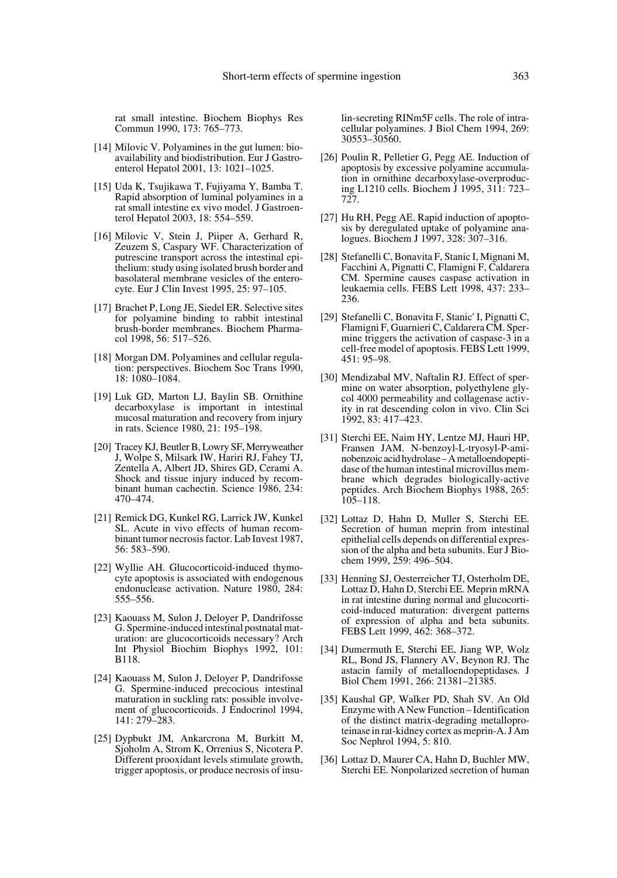rat small intestine. Biochem Biophys Res Commun 1990, 173: 765–773.

[14] Milovic V. Polyamines in the gut lumen: bioavailability and biodistribution. Eur J Gastroenterol Hepatol 2001, 13: 1021–1025.

[15] Uda K, Tsujikawa T, Fujiyama Y, Bamba T. Rapid absorption of luminal polyamines in a rat small intestine ex vivo model. J Gastroenterol Hepatol 2003, 18: 554–559.

[16] Milovic V, Stein J, Piiper A, Gerhard R, Zeuzem S, Caspary WF. Characterization of putrescine transport across the intestinal epithelium: study using isolated brush border and basolateral membrane vesicles of the enterocyte. Eur J Clin Invest 1995, 25: 97–105.

[17] Brachet P, Long JE, Siedel ER. Selective sites for polyamine binding to rabbit intestinal brush-border membranes. Biochem Pharmacol 1998, 56: 517–526.

[18] Morgan DM. Polyamines and cellular regulation: perspectives. Biochem Soc Trans 1990, 18: 1080–1084.

[19] Luk GD, Marton LJ, Baylin SB. Ornithine decarboxylase is important in intestinal mucosal maturation and recovery from injury in rats. Science 1980, 21: 195–198.

[20] Tracey KJ, Beutler B, Lowry SF, Merryweather J, Wolpe S, Milsark IW, Hariri RJ, Fahey TJ, Zentella A, Albert JD, Shires GD, Cerami A. Shock and tissue injury induced by recombinant human cachectin. Science 1986, 234: 470–474.

[21] Remick DG, Kunkel RG, Larrick JW, Kunkel SL. Acute in vivo effects of human recombinant tumor necrosis factor. Lab Invest 1987, 56: 583–590.

[22] Wyllie AH. Glucocorticoid-induced thymocyte apoptosis is associated with endogenous endonuclease activation. Nature 1980, 284: 555–556.

[23] Kaouass M, Sulon J, Deloyer P, Dandrifosse G. Spermine-induced intestinal postnatal maturation: are glucocorticoids necessary? Arch Int Physiol Biochim Biophys 1992, 101: B118.

[24] Kaouass M, Sulon J, Deloyer P, Dandrifosse G. Spermine-induced precocious intestinal maturation in suckling rats: possible involvement of glucocorticoids. J Endocrinol 1994, 141: 279–283.

[25] Dypbukt JM, Ankarcrona M, Burkitt M, Sjoholm A, Strom K, Orrenius S, Nicotera P. Different prooxidant levels stimulate growth, trigger apoptosis, or produce necrosis of insulin-secreting RINm5F cells. The role of intracellular polyamines. J Biol Chem 1994, 269: 30553–30560.

[26] Poulin R, Pelletier G, Pegg AE. Induction of apoptosis by excessive polyamine accumulation in ornithine decarboxylase-overproducing L1210 cells. Biochem J 1995, 311: 723–727.

[27] Hu RH, Pegg AE. Rapid induction of apoptosis by deregulated uptake of polyamine analogues. Biochem J 1997, 328: 307–316.

[28] Stefanelli C, Bonavita F, Stanic I, Mignani M, Facchini A, Pignatti C, Flamigni F, Caldarera CM. Spermine causes caspase activation in leukaemia cells. FEBS Lett 1998, 437: 233–236.

[29] Stefanelli C, Bonavita F, Stanic' I, Pignatti C, Flamigni F, Guarnieri C, Caldarera CM. Spermine triggers the activation of caspase-3 in a cell-free model of apoptosis. FEBS Lett 1999, 451: 95–98.

[30] Mendizabal MV, Naftalin RJ. Effect of spermine on water absorption, polyethylene glycol 4000 permeability and collagenase activity in rat descending colon in vivo. Clin Sci 1992, 83: 417–423.

[31] Sterchi EE, Naim HY, Lentze MJ, Hauri HP, Fransen JAM. N-benzoyl-L-tryosyl-P-aminobenzoic acid hydrolase – A metalloendopeptidase of the human intestinal microvillus membrane which degrades biologically-active peptides. Arch Biochem Biophys 1988, 265: 105–118.

[32] Lottaz D, Hahn D, Muller S, Sterchi EE. Secretion of human meprin from intestinal epithelial cells depends on differential expression of the alpha and beta subunits. Eur J Biochem 1999, 259: 496–504.

[33] Henning SJ, Oesterreicher TJ, Osterholm DE, Lottaz D, Hahn D, Sterchi EE. Meprin mRNA in rat intestine during normal and glucocorticoid-induced maturation: divergent patterns of expression of alpha and beta subunits. FEBS Lett 1999, 462: 368–372.

[34] Dumermuth E, Sterchi EE, Jiang WP, Wolz RL, Bond JS, Flannery AV, Beynon RJ. The astacin family of metalloendopeptidases. J Biol Chem 1991, 266: 21381–21385.

[35] Kaushal GP, Walker PD, Shah SV. An Old Enzyme with A New Function – Identification of the distinct matrix-degrading metalloproteinase in rat-kidney cortex as meprin-A. J Am Soc Nephrol 1994, 5: 810.

[36] Lottaz D, Maurer CA, Hahn D, Buchler MW, Sterchi EE. Nonpolarized secretion of human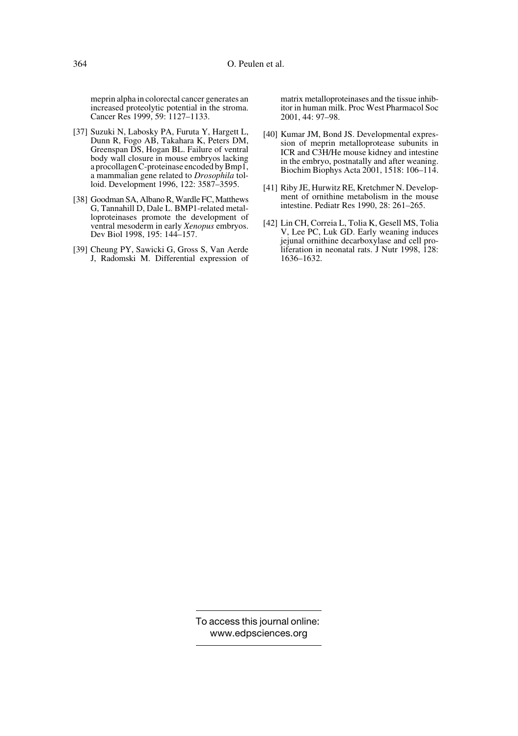meprin alpha in colorectal cancer generates an increased proteolytic potential in the stroma. Cancer Res 1999, 59: 1127–1133.

[37] Suzuki N, Labosky PA, Furuta Y, Hargett L, Dunn R, Fogo AB, Takahara K, Peters DM, Greenspan DS, Hogan BL. Failure of ventral body wall closure in mouse embryos lacking a procollagen C-proteinase encoded by Bmp1, a mammalian gene related to *Drosophila* tolloid. Development 1996, 122: 3587–3595.

[38] Goodman SA, Albano R, Wardle FC, Matthews G, Tannahill D, Dale L. BMP1-related metalloproteinases promote the development of ventral mesoderm in early *Xenopus* embryos. Dev Biol 1998, 195: 144–157.

[39] Cheung PY, Sawicki G, Gross S, Van Aerde J, Radomski M. Differential expression of matrix metalloproteinases and the tissue inhibitor in human milk. Proc West Pharmacol Soc 2001, 44: 97–98.

[40] Kumar JM, Bond JS. Developmental expression of meprin metalloprotease subunits in ICR and C3H/He mouse kidney and intestine in the embryo, postnatally and after weaning. Biochim Biophys Acta 2001, 1518: 106–114.

[41] Riby JE, Hurwitz RE, Kretchmer N. Development of ornithine metabolism in the mouse intestine. Pediatr Res 1990, 28: 261–265.

[42] Lin CH, Correia L, Tolia K, Gesell MS, Tolia V, Lee PC, Luk GD. Early weaning induces jejunal ornithine decarboxylase and cell proliferation in neonatal rats. J Nutr 1998, 128: 1636–1632.

To access this journal online:
www.edpsciences.org